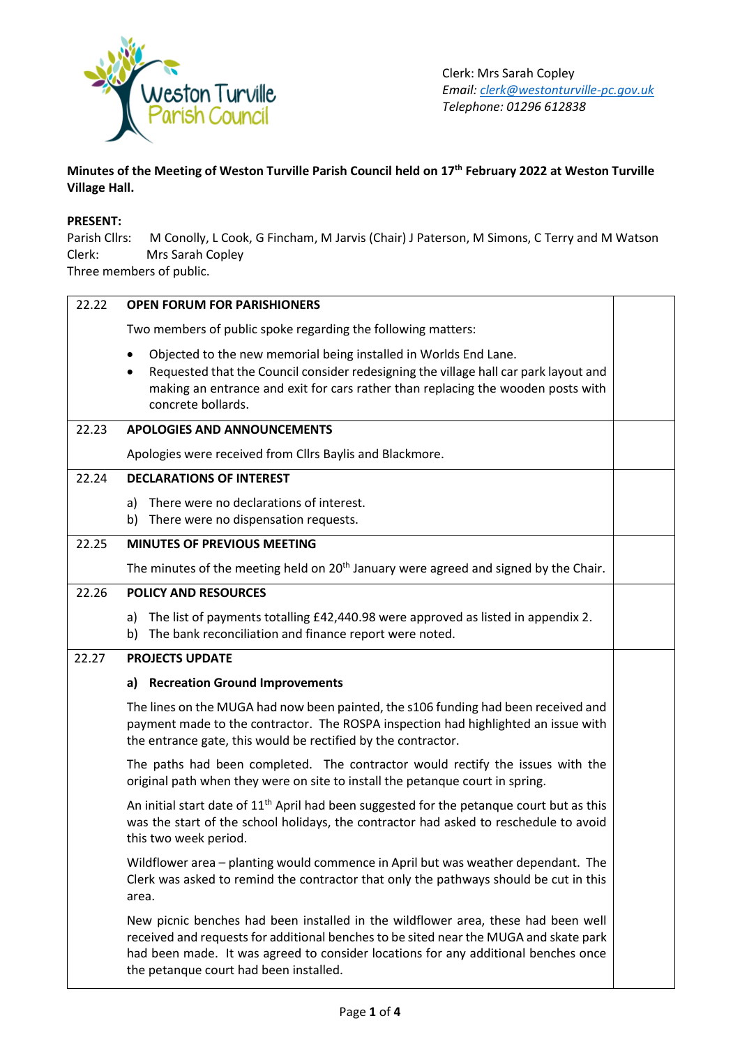Clerk: Mrs Sarah Copley
*Email: clerk@westonturville-pc.gov.uk*
*Telephone: 01296 612838*

**Minutes of the Meeting of Weston Turville Parish Council held on 17th February 2022 at Weston Turville Village Hall.**

**PRESENT:**
Parish Cllrs: M Conolly, L Cook, G Fincham, M Jarvis (Chair) J Paterson, M Simons, C Terry and M Watson
Clerk: Mrs Sarah Copley
Three members of public.

| | | |
|---|---|---|
| 22.22 | **OPEN FORUM FOR PARISHIONERS**<br><br>Two members of public spoke regarding the following matters:<br><br>• Objected to the new memorial being installed in Worlds End Lane.<br>• Requested that the Council consider redesigning the village hall car park layout and making an entrance and exit for cars rather than replacing the wooden posts with concrete bollards. | |
| 22.23 | **APOLOGIES AND ANNOUNCEMENTS**<br><br>Apologies were received from Cllrs Baylis and Blackmore. | |
| 22.24 | **DECLARATIONS OF INTEREST**<br><br>a) There were no declarations of interest.<br>b) There were no dispensation requests. | |
| 22.25 | **MINUTES OF PREVIOUS MEETING**<br><br>The minutes of the meeting held on 20th January were agreed and signed by the Chair. | |
| 22.26 | **POLICY AND RESOURCES**<br><br>a) The list of payments totalling £42,440.98 were approved as listed in appendix 2.<br>b) The bank reconciliation and finance report were noted. | |
| 22.27 | **PROJECTS UPDATE**<br><br>**a) Recreation Ground Improvements**<br><br>The lines on the MUGA had now been painted, the s106 funding had been received and payment made to the contractor. The ROSPA inspection had highlighted an issue with the entrance gate, this would be rectified by the contractor.<br><br>The paths had been completed. The contractor would rectify the issues with the original path when they were on site to install the petanque court in spring.<br><br>An initial start date of 11th April had been suggested for the petanque court but as this was the start of the school holidays, the contractor had asked to reschedule to avoid this two week period.<br><br>Wildflower area – planting would commence in April but was weather dependant. The Clerk was asked to remind the contractor that only the pathways should be cut in this area.<br><br>New picnic benches had been installed in the wildflower area, these had been well received and requests for additional benches to be sited near the MUGA and skate park had been made. It was agreed to consider locations for any additional benches once the petanque court had been installed. | |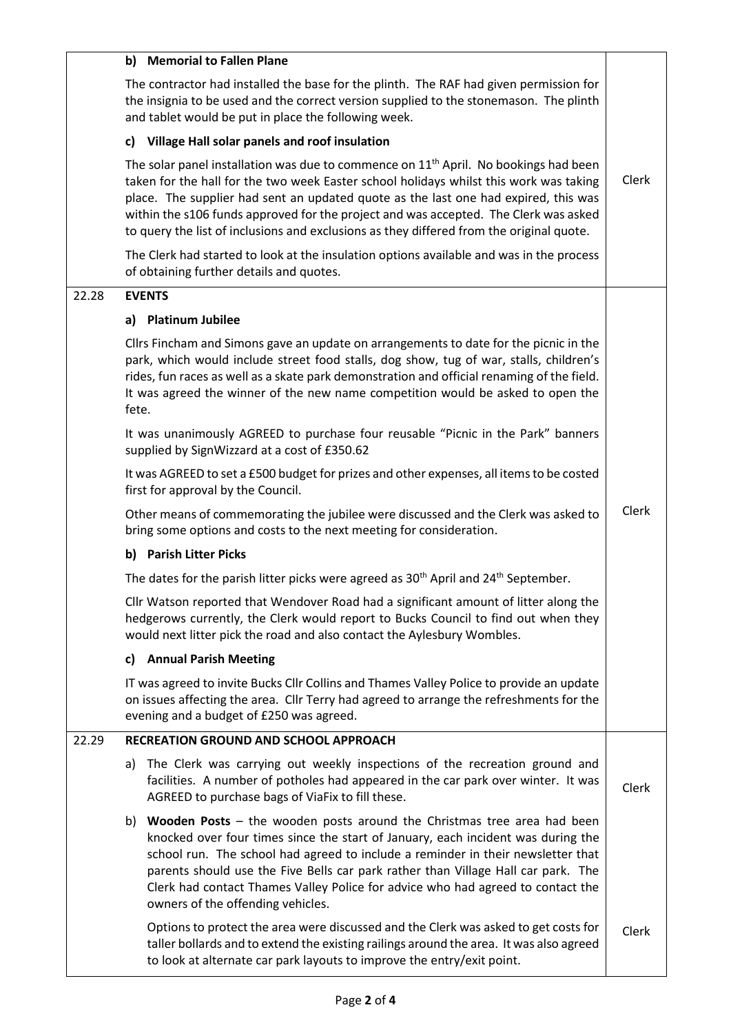|  | Item | Action |
|---|---|---|
|  | **b) Memorial to Fallen Plane** | |
|  | The contractor had installed the base for the plinth. The RAF had given permission for the insignia to be used and the correct version supplied to the stonemason. The plinth and tablet would be put in place the following week. | |
|  | **c) Village Hall solar panels and roof insulation** | |
|  | The solar panel installation was due to commence on 11th April. No bookings had been taken for the hall for the two week Easter school holidays whilst this work was taking place. The supplier had sent an updated quote as the last one had expired, this was within the s106 funds approved for the project and was accepted. The Clerk was asked to query the list of inclusions and exclusions as they differed from the original quote. | Clerk |
|  | The Clerk had started to look at the insulation options available and was in the process of obtaining further details and quotes. | |
| 22.28 | **EVENTS** | |
|  | **a) Platinum Jubilee** | |
|  | Cllrs Fincham and Simons gave an update on arrangements to date for the picnic in the park, which would include street food stalls, dog show, tug of war, stalls, children's rides, fun races as well as a skate park demonstration and official renaming of the field. It was agreed the winner of the new name competition would be asked to open the fete. | |
|  | It was unanimously AGREED to purchase four reusable "Picnic in the Park" banners supplied by SignWizzard at a cost of £350.62 | |
|  | It was AGREED to set a £500 budget for prizes and other expenses, all items to be costed first for approval by the Council. | |
|  | Other means of commemorating the jubilee were discussed and the Clerk was asked to bring some options and costs to the next meeting for consideration. | Clerk |
|  | **b) Parish Litter Picks** | |
|  | The dates for the parish litter picks were agreed as 30th April and 24th September. | |
|  | Cllr Watson reported that Wendover Road had a significant amount of litter along the hedgerows currently, the Clerk would report to Bucks Council to find out when they would next litter pick the road and also contact the Aylesbury Wombles. | |
|  | **c) Annual Parish Meeting** | |
|  | IT was agreed to invite Bucks Cllr Collins and Thames Valley Police to provide an update on issues affecting the area. Cllr Terry had agreed to arrange the refreshments for the evening and a budget of £250 was agreed. | |
| 22.29 | **RECREATION GROUND AND SCHOOL APPROACH** | |
|  | a) The Clerk was carrying out weekly inspections of the recreation ground and facilities. A number of potholes had appeared in the car park over winter. It was AGREED to purchase bags of ViaFix to fill these. | Clerk |
|  | b) **Wooden Posts** – the wooden posts around the Christmas tree area had been knocked over four times since the start of January, each incident was during the school run. The school had agreed to include a reminder in their newsletter that parents should use the Five Bells car park rather than Village Hall car park. The Clerk had contact Thames Valley Police for advice who had agreed to contact the owners of the offending vehicles. | |
|  | Options to protect the area were discussed and the Clerk was asked to get costs for taller bollards and to extend the existing railings around the area. It was also agreed to look at alternate car park layouts to improve the entry/exit point. | Clerk |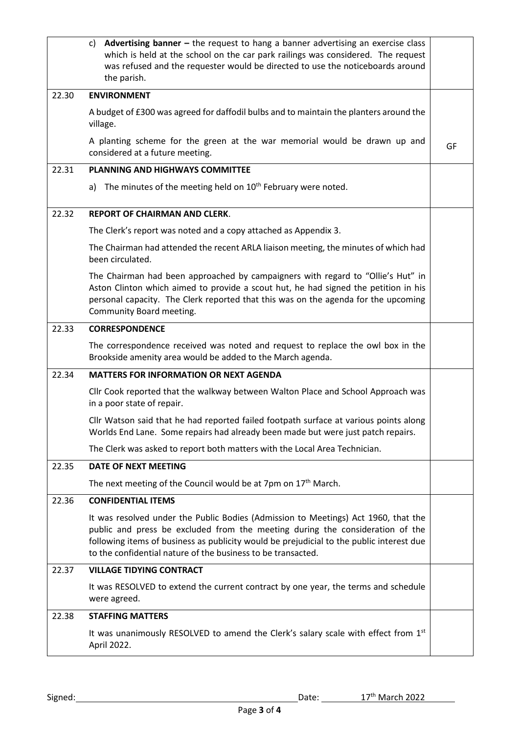| | | |
|---|---|---|
| | c) **Advertising banner –** the request to hang a banner advertising an exercise class which is held at the school on the car park railings was considered. The request was refused and the requester would be directed to use the noticeboards around the parish. | |
| 22.30 | **ENVIRONMENT** | |
| | A budget of £300 was agreed for daffodil bulbs and to maintain the planters around the village. | |
| | A planting scheme for the green at the war memorial would be drawn up and considered at a future meeting. | GF |
| 22.31 | **PLANNING AND HIGHWAYS COMMITTEE** | |
| | a) The minutes of the meeting held on 10th February were noted. | |
| 22.32 | **REPORT OF CHAIRMAN AND CLERK**. | |
| | The Clerk's report was noted and a copy attached as Appendix 3. | |
| | The Chairman had attended the recent ARLA liaison meeting, the minutes of which had been circulated. | |
| | The Chairman had been approached by campaigners with regard to "Ollie's Hut" in Aston Clinton which aimed to provide a scout hut, he had signed the petition in his personal capacity. The Clerk reported that this was on the agenda for the upcoming Community Board meeting. | |
| 22.33 | **CORRESPONDENCE** | |
| | The correspondence received was noted and request to replace the owl box in the Brookside amenity area would be added to the March agenda. | |
| 22.34 | **MATTERS FOR INFORMATION OR NEXT AGENDA** | |
| | Cllr Cook reported that the walkway between Walton Place and School Approach was in a poor state of repair. | |
| | Cllr Watson said that he had reported failed footpath surface at various points along Worlds End Lane. Some repairs had already been made but were just patch repairs. | |
| | The Clerk was asked to report both matters with the Local Area Technician. | |
| 22.35 | **DATE OF NEXT MEETING** | |
| | The next meeting of the Council would be at 7pm on 17th March. | |
| 22.36 | **CONFIDENTIAL ITEMS** | |
| | It was resolved under the Public Bodies (Admission to Meetings) Act 1960, that the public and press be excluded from the meeting during the consideration of the following items of business as publicity would be prejudicial to the public interest due to the confidential nature of the business to be transacted. | |
| 22.37 | **VILLAGE TIDYING CONTRACT** | |
| | It was RESOLVED to extend the current contract by one year, the terms and schedule were agreed. | |
| 22.38 | **STAFFING MATTERS** | |
| | It was unanimously RESOLVED to amend the Clerk's salary scale with effect from 1st April 2022. | |

Signed: ______________________ Date: 17th March 2022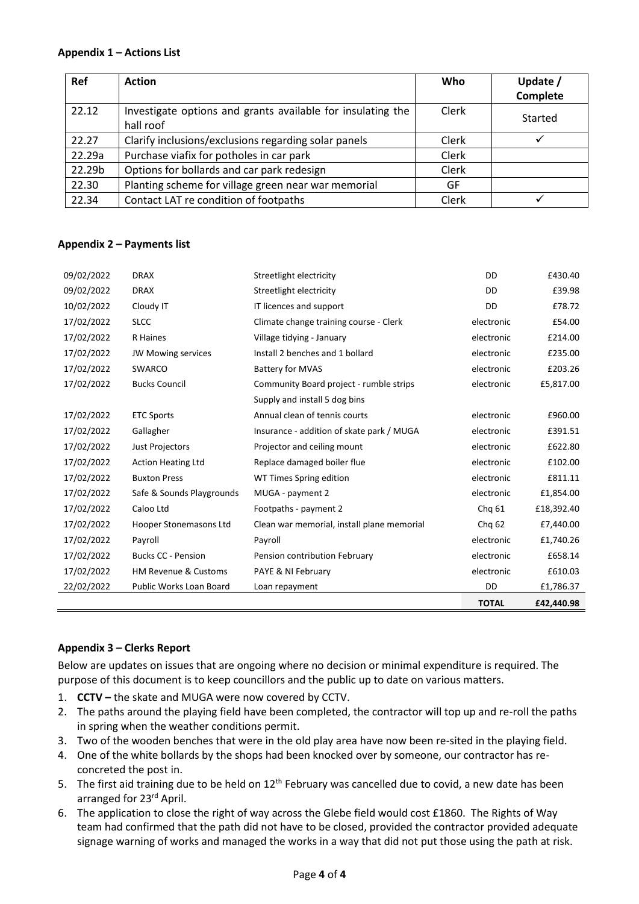**Appendix 1 – Actions List**

| Ref | Action | Who | Update / Complete |
|---|---|---|---|
| 22.12 | Investigate options and grants available for insulating the hall roof | Clerk | Started |
| 22.27 | Clarify inclusions/exclusions regarding solar panels | Clerk | ✓ |
| 22.29a | Purchase viafix for potholes in car park | Clerk | |
| 22.29b | Options for bollards and car park redesign | Clerk | |
| 22.30 | Planting scheme for village green near war memorial | GF | |
| 22.34 | Contact LAT re condition of footpaths | Clerk | ✓ |

**Appendix 2 – Payments list**

| | | | | |
|---|---|---|---|---|
| 09/02/2022 | DRAX | Streetlight electricity | DD | £430.40 |
| 09/02/2022 | DRAX | Streetlight electricity | DD | £39.98 |
| 10/02/2022 | Cloudy IT | IT licences and support | DD | £78.72 |
| 17/02/2022 | SLCC | Climate change training course - Clerk | electronic | £54.00 |
| 17/02/2022 | R Haines | Village tidying - January | electronic | £214.00 |
| 17/02/2022 | JW Mowing services | Install 2 benches and 1 bollard | electronic | £235.00 |
| 17/02/2022 | SWARCO | Battery for MVAS | electronic | £203.26 |
| 17/02/2022 | Bucks Council | Community Board project - rumble strips<br>Supply and install 5 dog bins | electronic | £5,817.00 |
| 17/02/2022 | ETC Sports | Annual clean of tennis courts | electronic | £960.00 |
| 17/02/2022 | Gallagher | Insurance - addition of skate park / MUGA | electronic | £391.51 |
| 17/02/2022 | Just Projectors | Projector and ceiling mount | electronic | £622.80 |
| 17/02/2022 | Action Heating Ltd | Replace damaged boiler flue | electronic | £102.00 |
| 17/02/2022 | Buxton Press | WT Times Spring edition | electronic | £811.11 |
| 17/02/2022 | Safe & Sounds Playgrounds | MUGA - payment 2 | electronic | £1,854.00 |
| 17/02/2022 | Caloo Ltd | Footpaths - payment 2 | Chq 61 | £18,392.40 |
| 17/02/2022 | Hooper Stonemasons Ltd | Clean war memorial, install plane memorial | Chq 62 | £7,440.00 |
| 17/02/2022 | Payroll | Payroll | electronic | £1,740.26 |
| 17/02/2022 | Bucks CC - Pension | Pension contribution February | electronic | £658.14 |
| 17/02/2022 | HM Revenue & Customs | PAYE & NI February | electronic | £610.03 |
| 22/02/2022 | Public Works Loan Board | Loan repayment | DD | £1,786.37 |
| | | | **TOTAL** | **£42,440.98** |

**Appendix 3 – Clerks Report**

Below are updates on issues that are ongoing where no decision or minimal expenditure is required. The purpose of this document is to keep councillors and the public up to date on various matters.

1. **CCTV –** the skate and MUGA were now covered by CCTV.
2. The paths around the playing field have been completed, the contractor will top up and re-roll the paths in spring when the weather conditions permit.
3. Two of the wooden benches that were in the old play area have now been re-sited in the playing field.
4. One of the white bollards by the shops had been knocked over by someone, our contractor has re-concreted the post in.
5. The first aid training due to be held on 12th February was cancelled due to covid, a new date has been arranged for 23rd April.
6. The application to close the right of way across the Glebe field would cost £1860. The Rights of Way team had confirmed that the path did not have to be closed, provided the contractor provided adequate signage warning of works and managed the works in a way that did not put those using the path at risk.